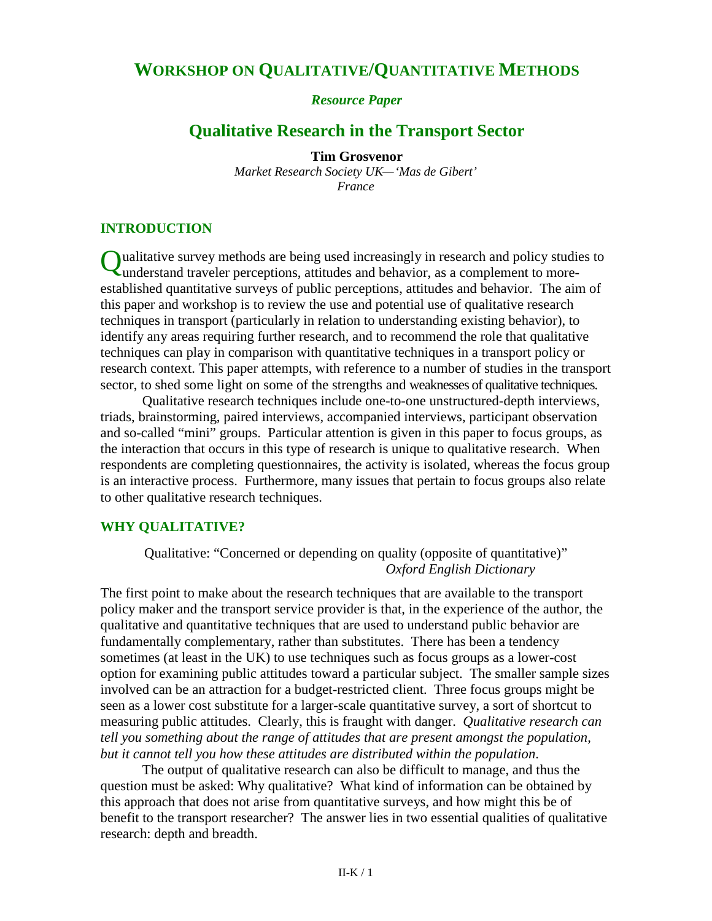# WORKSHOP ON QUALITATIVE/QUANTITATIVE METHODS

*Resource Paper*

## Qualitative Research in the Transport Sector

**Tim Grosvenor**
*Market Research Society UK—'Mas de Gibert'*
*France*

### INTRODUCTION

Qualitative survey methods are being used increasingly in research and policy studies to understand traveler perceptions, attitudes and behavior, as a complement to more-established quantitative surveys of public perceptions, attitudes and behavior. The aim of this paper and workshop is to review the use and potential use of qualitative research techniques in transport (particularly in relation to understanding existing behavior), to identify any areas requiring further research, and to recommend the role that qualitative techniques can play in comparison with quantitative techniques in a transport policy or research context. This paper attempts, with reference to a number of studies in the transport sector, to shed some light on some of the strengths and weaknesses of qualitative techniques.

Qualitative research techniques include one-to-one unstructured-depth interviews, triads, brainstorming, paired interviews, accompanied interviews, participant observation and so-called "mini" groups. Particular attention is given in this paper to focus groups, as the interaction that occurs in this type of research is unique to qualitative research. When respondents are completing questionnaires, the activity is isolated, whereas the focus group is an interactive process. Furthermore, many issues that pertain to focus groups also relate to other qualitative research techniques.

### WHY QUALITATIVE?

> Qualitative: "Concerned or depending on quality (opposite of quantitative)"
> *Oxford English Dictionary*

The first point to make about the research techniques that are available to the transport policy maker and the transport service provider is that, in the experience of the author, the qualitative and quantitative techniques that are used to understand public behavior are fundamentally complementary, rather than substitutes. There has been a tendency sometimes (at least in the UK) to use techniques such as focus groups as a lower-cost option for examining public attitudes toward a particular subject. The smaller sample sizes involved can be an attraction for a budget-restricted client. Three focus groups might be seen as a lower cost substitute for a larger-scale quantitative survey, a sort of shortcut to measuring public attitudes. Clearly, this is fraught with danger. *Qualitative research can tell you something about the range of attitudes that are present amongst the population, but it cannot tell you how these attitudes are distributed within the population*.

The output of qualitative research can also be difficult to manage, and thus the question must be asked: Why qualitative? What kind of information can be obtained by this approach that does not arise from quantitative surveys, and how might this be of benefit to the transport researcher? The answer lies in two essential qualities of qualitative research: depth and breadth.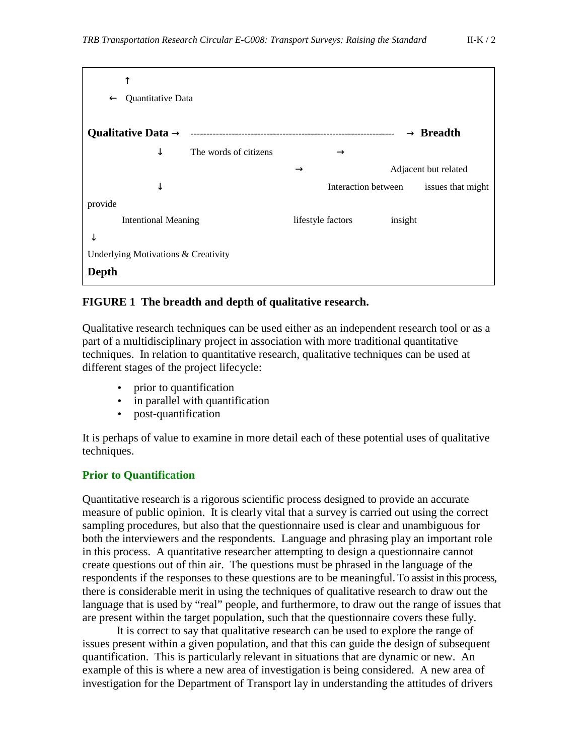↑
← Quantitative Data

**Qualitative Data →** ------------------------------------------------------------------ → **Breadth**

↓ The words of citizens →

→ Adjacent but related

↓ Interaction between issues that might

provide

Intentional Meaning lifestyle factors insight

↓

Underlying Motivations & Creativity

**Depth**

**FIGURE 1 The breadth and depth of qualitative research.**

Qualitative research techniques can be used either as an independent research tool or as a part of a multidisciplinary project in association with more traditional quantitative techniques. In relation to quantitative research, qualitative techniques can be used at different stages of the project lifecycle:

- prior to quantification
- in parallel with quantification
- post-quantification

It is perhaps of value to examine in more detail each of these potential uses of qualitative techniques.

### Prior to Quantification

Quantitative research is a rigorous scientific process designed to provide an accurate measure of public opinion. It is clearly vital that a survey is carried out using the correct sampling procedures, but also that the questionnaire used is clear and unambiguous for both the interviewers and the respondents. Language and phrasing play an important role in this process. A quantitative researcher attempting to design a questionnaire cannot create questions out of thin air. The questions must be phrased in the language of the respondents if the responses to these questions are to be meaningful. To assist in this process, there is considerable merit in using the techniques of qualitative research to draw out the language that is used by "real" people, and furthermore, to draw out the range of issues that are present within the target population, such that the questionnaire covers these fully.

It is correct to say that qualitative research can be used to explore the range of issues present within a given population, and that this can guide the design of subsequent quantification. This is particularly relevant in situations that are dynamic or new. An example of this is where a new area of investigation is being considered. A new area of investigation for the Department of Transport lay in understanding the attitudes of drivers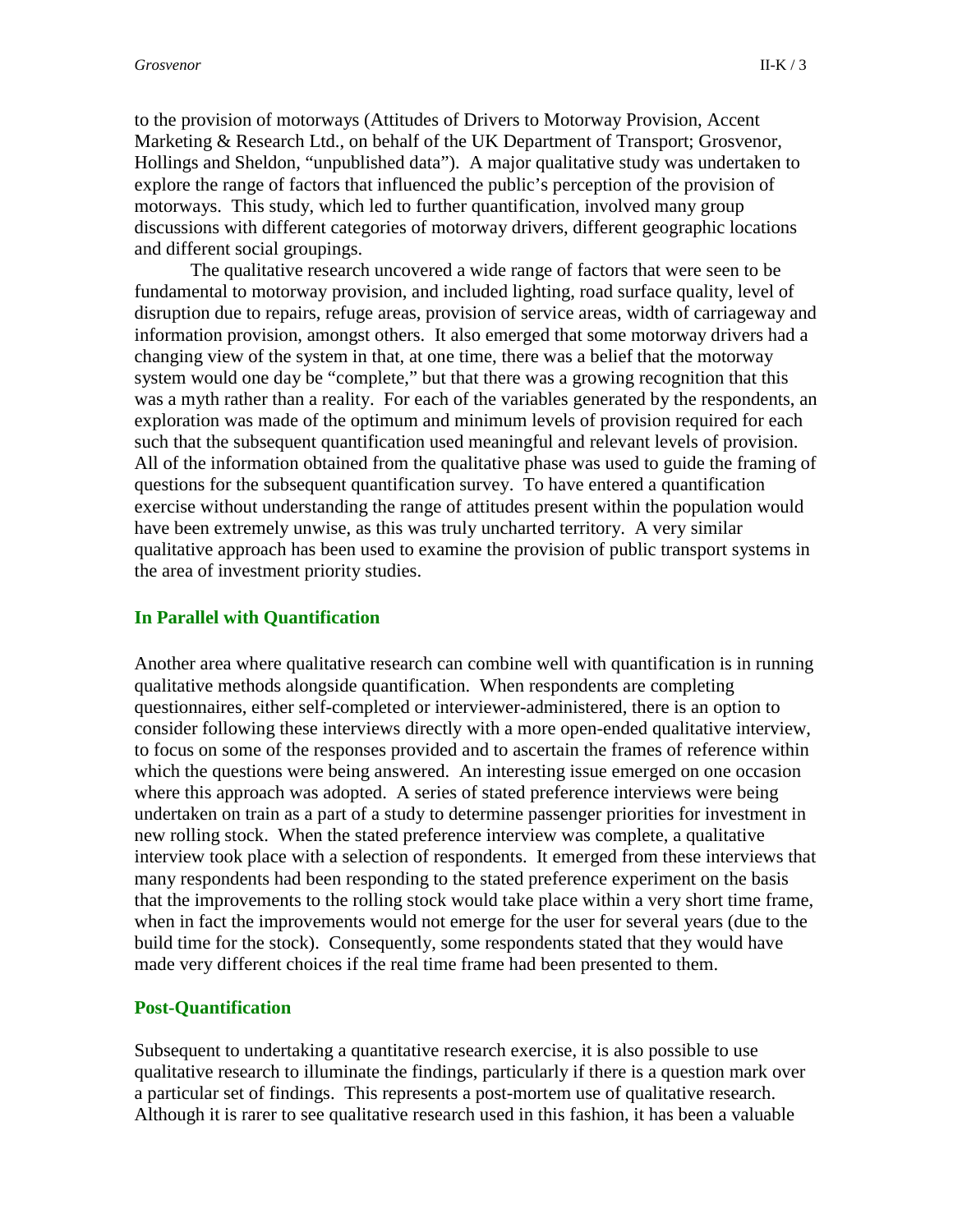to the provision of motorways (Attitudes of Drivers to Motorway Provision, Accent Marketing & Research Ltd., on behalf of the UK Department of Transport; Grosvenor, Hollings and Sheldon, "unpublished data"). A major qualitative study was undertaken to explore the range of factors that influenced the public's perception of the provision of motorways. This study, which led to further quantification, involved many group discussions with different categories of motorway drivers, different geographic locations and different social groupings.

The qualitative research uncovered a wide range of factors that were seen to be fundamental to motorway provision, and included lighting, road surface quality, level of disruption due to repairs, refuge areas, provision of service areas, width of carriageway and information provision, amongst others. It also emerged that some motorway drivers had a changing view of the system in that, at one time, there was a belief that the motorway system would one day be "complete," but that there was a growing recognition that this was a myth rather than a reality. For each of the variables generated by the respondents, an exploration was made of the optimum and minimum levels of provision required for each such that the subsequent quantification used meaningful and relevant levels of provision. All of the information obtained from the qualitative phase was used to guide the framing of questions for the subsequent quantification survey. To have entered a quantification exercise without understanding the range of attitudes present within the population would have been extremely unwise, as this was truly uncharted territory. A very similar qualitative approach has been used to examine the provision of public transport systems in the area of investment priority studies.

### In Parallel with Quantification

Another area where qualitative research can combine well with quantification is in running qualitative methods alongside quantification. When respondents are completing questionnaires, either self-completed or interviewer-administered, there is an option to consider following these interviews directly with a more open-ended qualitative interview, to focus on some of the responses provided and to ascertain the frames of reference within which the questions were being answered. An interesting issue emerged on one occasion where this approach was adopted. A series of stated preference interviews were being undertaken on train as a part of a study to determine passenger priorities for investment in new rolling stock. When the stated preference interview was complete, a qualitative interview took place with a selection of respondents. It emerged from these interviews that many respondents had been responding to the stated preference experiment on the basis that the improvements to the rolling stock would take place within a very short time frame, when in fact the improvements would not emerge for the user for several years (due to the build time for the stock). Consequently, some respondents stated that they would have made very different choices if the real time frame had been presented to them.

### Post-Quantification

Subsequent to undertaking a quantitative research exercise, it is also possible to use qualitative research to illuminate the findings, particularly if there is a question mark over a particular set of findings. This represents a post-mortem use of qualitative research. Although it is rarer to see qualitative research used in this fashion, it has been a valuable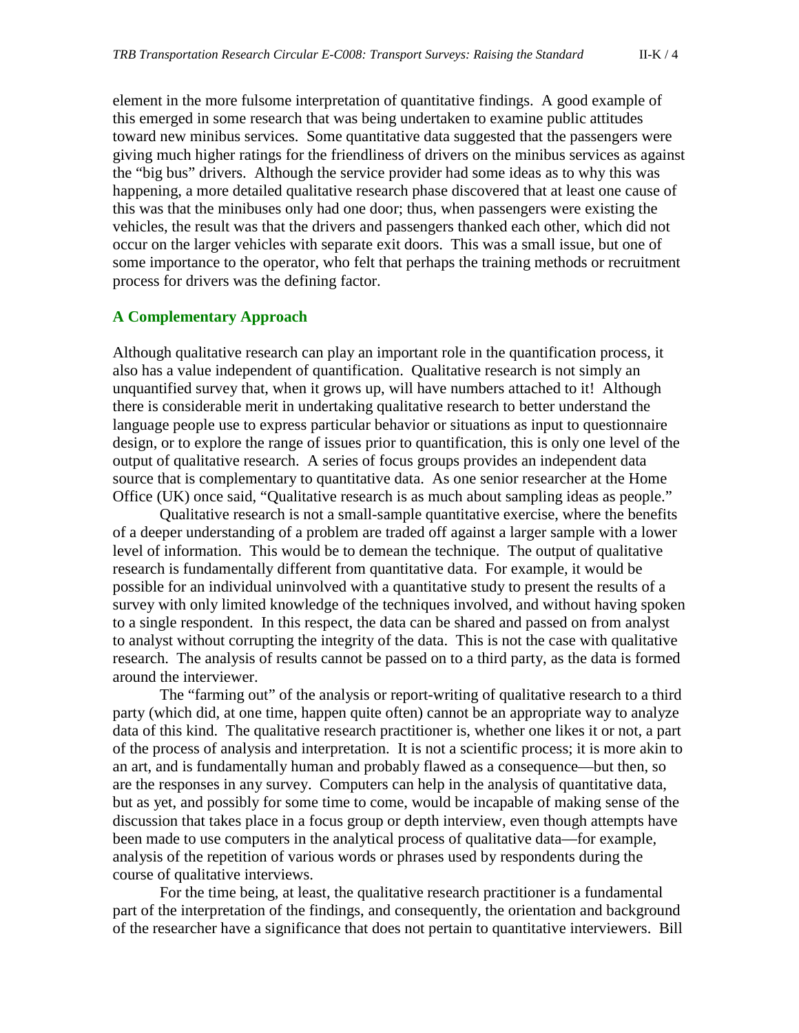element in the more fulsome interpretation of quantitative findings. A good example of this emerged in some research that was being undertaken to examine public attitudes toward new minibus services. Some quantitative data suggested that the passengers were giving much higher ratings for the friendliness of drivers on the minibus services as against the "big bus" drivers. Although the service provider had some ideas as to why this was happening, a more detailed qualitative research phase discovered that at least one cause of this was that the minibuses only had one door; thus, when passengers were existing the vehicles, the result was that the drivers and passengers thanked each other, which did not occur on the larger vehicles with separate exit doors. This was a small issue, but one of some importance to the operator, who felt that perhaps the training methods or recruitment process for drivers was the defining factor.

## A Complementary Approach

Although qualitative research can play an important role in the quantification process, it also has a value independent of quantification. Qualitative research is not simply an unquantified survey that, when it grows up, will have numbers attached to it! Although there is considerable merit in undertaking qualitative research to better understand the language people use to express particular behavior or situations as input to questionnaire design, or to explore the range of issues prior to quantification, this is only one level of the output of qualitative research. A series of focus groups provides an independent data source that is complementary to quantitative data. As one senior researcher at the Home Office (UK) once said, "Qualitative research is as much about sampling ideas as people."

Qualitative research is not a small-sample quantitative exercise, where the benefits of a deeper understanding of a problem are traded off against a larger sample with a lower level of information. This would be to demean the technique. The output of qualitative research is fundamentally different from quantitative data. For example, it would be possible for an individual uninvolved with a quantitative study to present the results of a survey with only limited knowledge of the techniques involved, and without having spoken to a single respondent. In this respect, the data can be shared and passed on from analyst to analyst without corrupting the integrity of the data. This is not the case with qualitative research. The analysis of results cannot be passed on to a third party, as the data is formed around the interviewer.

The "farming out" of the analysis or report-writing of qualitative research to a third party (which did, at one time, happen quite often) cannot be an appropriate way to analyze data of this kind. The qualitative research practitioner is, whether one likes it or not, a part of the process of analysis and interpretation. It is not a scientific process; it is more akin to an art, and is fundamentally human and probably flawed as a consequence—but then, so are the responses in any survey. Computers can help in the analysis of quantitative data, but as yet, and possibly for some time to come, would be incapable of making sense of the discussion that takes place in a focus group or depth interview, even though attempts have been made to use computers in the analytical process of qualitative data—for example, analysis of the repetition of various words or phrases used by respondents during the course of qualitative interviews.

For the time being, at least, the qualitative research practitioner is a fundamental part of the interpretation of the findings, and consequently, the orientation and background of the researcher have a significance that does not pertain to quantitative interviewers. Bill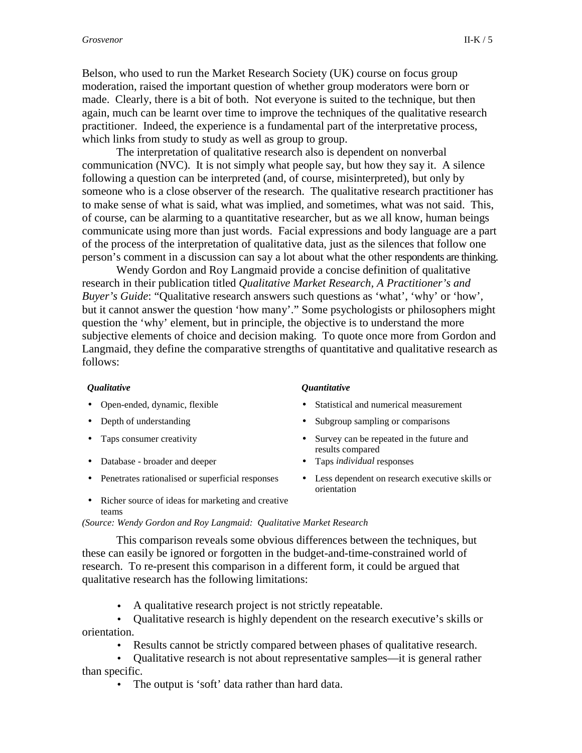Belson, who used to run the Market Research Society (UK) course on focus group moderation, raised the important question of whether group moderators were born or made. Clearly, there is a bit of both. Not everyone is suited to the technique, but then again, much can be learnt over time to improve the techniques of the qualitative research practitioner. Indeed, the experience is a fundamental part of the interpretative process, which links from study to study as well as group to group.

The interpretation of qualitative research also is dependent on nonverbal communication (NVC). It is not simply what people say, but how they say it. A silence following a question can be interpreted (and, of course, misinterpreted), but only by someone who is a close observer of the research. The qualitative research practitioner has to make sense of what is said, what was implied, and sometimes, what was not said. This, of course, can be alarming to a quantitative researcher, but as we all know, human beings communicate using more than just words. Facial expressions and body language are a part of the process of the interpretation of qualitative data, just as the silences that follow one person's comment in a discussion can say a lot about what the other respondents are thinking.

Wendy Gordon and Roy Langmaid provide a concise definition of qualitative research in their publication titled *Qualitative Market Research, A Practitioner's and Buyer's Guide*: "Qualitative research answers such questions as 'what', 'why' or 'how', but it cannot answer the question 'how many'." Some psychologists or philosophers might question the 'why' element, but in principle, the objective is to understand the more subjective elements of choice and decision making. To quote once more from Gordon and Langmaid, they define the comparative strengths of quantitative and qualitative research as follows:

| ***Qualitative*** | ***Quantitative*** |
|---|---|
| • Open-ended, dynamic, flexible | • Statistical and numerical measurement |
| • Depth of understanding | • Subgroup sampling or comparisons |
| • Taps consumer creativity | • Survey can be repeated in the future and results compared |
| • Database - broader and deeper | • Taps *individual* responses |
| • Penetrates rationalised or superficial responses | • Less dependent on research executive skills or orientation |
| • Richer source of ideas for marketing and creative teams | |

*(Source: Wendy Gordon and Roy Langmaid: Qualitative Market Research*

This comparison reveals some obvious differences between the techniques, but these can easily be ignored or forgotten in the budget-and-time-constrained world of research. To re-present this comparison in a different form, it could be argued that qualitative research has the following limitations:

- A qualitative research project is not strictly repeatable.
- Qualitative research is highly dependent on the research executive's skills or orientation.
- Results cannot be strictly compared between phases of qualitative research.
- Qualitative research is not about representative samples—it is general rather than specific.
- The output is 'soft' data rather than hard data.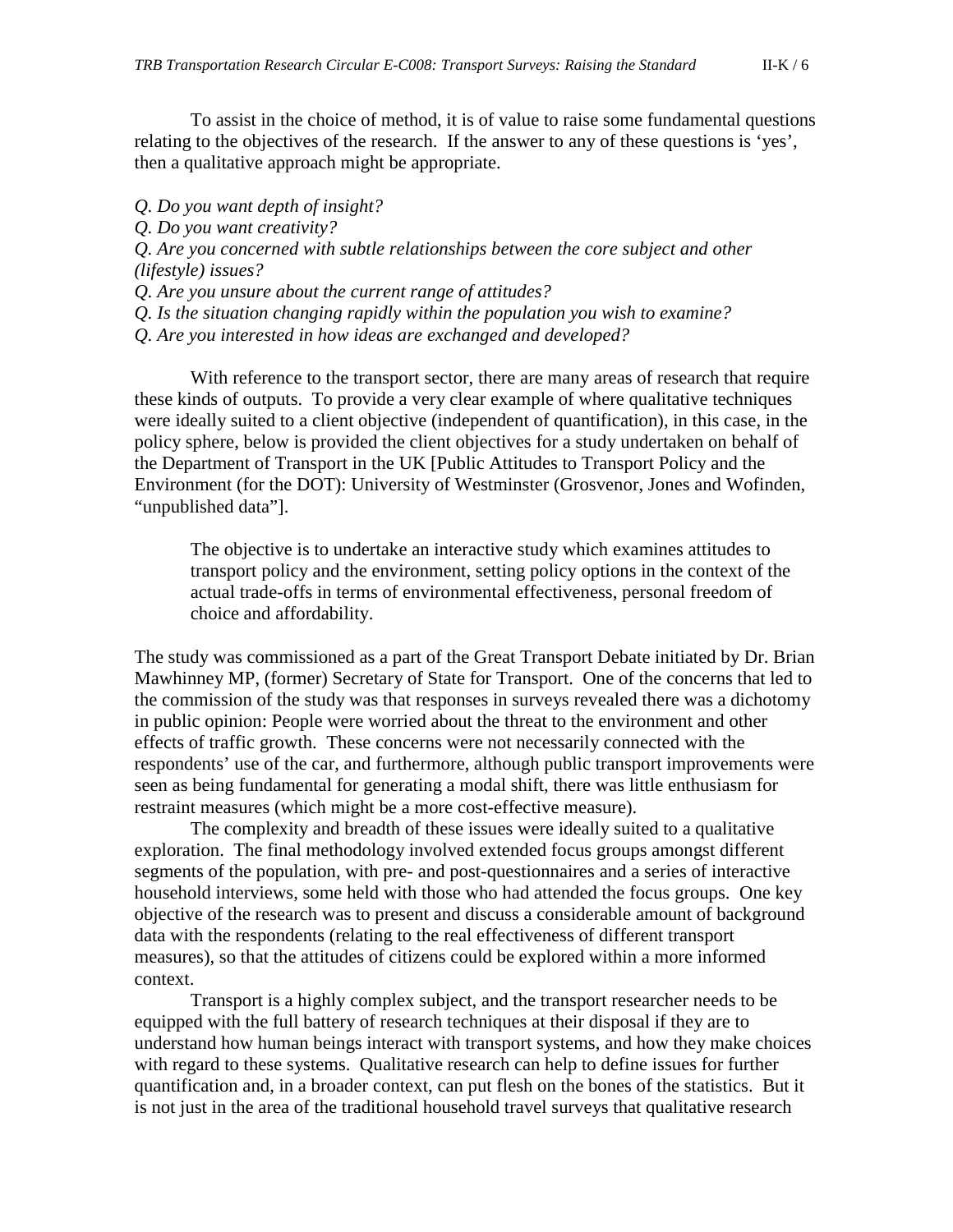To assist in the choice of method, it is of value to raise some fundamental questions relating to the objectives of the research. If the answer to any of these questions is 'yes', then a qualitative approach might be appropriate.

*Q. Do you want depth of insight?*
*Q. Do you want creativity?*
*Q. Are you concerned with subtle relationships between the core subject and other (lifestyle) issues?*
*Q. Are you unsure about the current range of attitudes?*
*Q. Is the situation changing rapidly within the population you wish to examine?*
*Q. Are you interested in how ideas are exchanged and developed?*

With reference to the transport sector, there are many areas of research that require these kinds of outputs. To provide a very clear example of where qualitative techniques were ideally suited to a client objective (independent of quantification), in this case, in the policy sphere, below is provided the client objectives for a study undertaken on behalf of the Department of Transport in the UK [Public Attitudes to Transport Policy and the Environment (for the DOT): University of Westminster (Grosvenor, Jones and Wofinden, "unpublished data"].

> The objective is to undertake an interactive study which examines attitudes to transport policy and the environment, setting policy options in the context of the actual trade-offs in terms of environmental effectiveness, personal freedom of choice and affordability.

The study was commissioned as a part of the Great Transport Debate initiated by Dr. Brian Mawhinney MP, (former) Secretary of State for Transport. One of the concerns that led to the commission of the study was that responses in surveys revealed there was a dichotomy in public opinion: People were worried about the threat to the environment and other effects of traffic growth. These concerns were not necessarily connected with the respondents' use of the car, and furthermore, although public transport improvements were seen as being fundamental for generating a modal shift, there was little enthusiasm for restraint measures (which might be a more cost-effective measure).

The complexity and breadth of these issues were ideally suited to a qualitative exploration. The final methodology involved extended focus groups amongst different segments of the population, with pre- and post-questionnaires and a series of interactive household interviews, some held with those who had attended the focus groups. One key objective of the research was to present and discuss a considerable amount of background data with the respondents (relating to the real effectiveness of different transport measures), so that the attitudes of citizens could be explored within a more informed context.

Transport is a highly complex subject, and the transport researcher needs to be equipped with the full battery of research techniques at their disposal if they are to understand how human beings interact with transport systems, and how they make choices with regard to these systems. Qualitative research can help to define issues for further quantification and, in a broader context, can put flesh on the bones of the statistics. But it is not just in the area of the traditional household travel surveys that qualitative research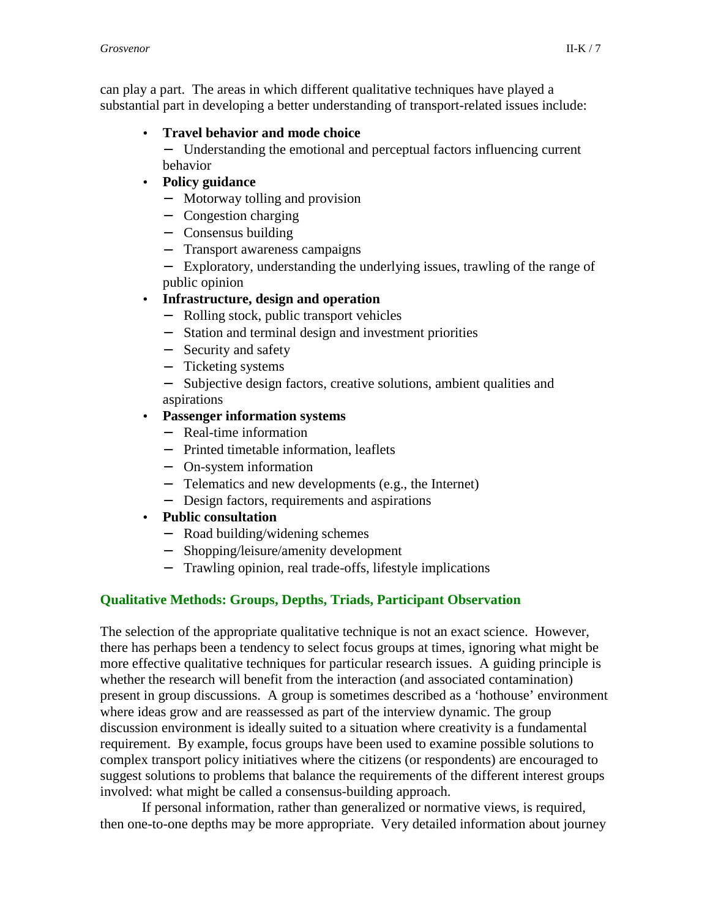can play a part. The areas in which different qualitative techniques have played a substantial part in developing a better understanding of transport-related issues include:

- **Travel behavior and mode choice**
  - Understanding the emotional and perceptual factors influencing current behavior
- **Policy guidance**
  - Motorway tolling and provision
  - Congestion charging
  - Consensus building
  - Transport awareness campaigns
  - Exploratory, understanding the underlying issues, trawling of the range of public opinion
- **Infrastructure, design and operation**
  - Rolling stock, public transport vehicles
  - Station and terminal design and investment priorities
  - Security and safety
  - Ticketing systems
  - Subjective design factors, creative solutions, ambient qualities and aspirations
- **Passenger information systems**
  - Real-time information
  - Printed timetable information, leaflets
  - On-system information
  - Telematics and new developments (e.g., the Internet)
  - Design factors, requirements and aspirations
- **Public consultation**
  - Road building/widening schemes
  - Shopping/leisure/amenity development
  - Trawling opinion, real trade-offs, lifestyle implications

## Qualitative Methods: Groups, Depths, Triads, Participant Observation

The selection of the appropriate qualitative technique is not an exact science. However, there has perhaps been a tendency to select focus groups at times, ignoring what might be more effective qualitative techniques for particular research issues. A guiding principle is whether the research will benefit from the interaction (and associated contamination) present in group discussions. A group is sometimes described as a 'hothouse' environment where ideas grow and are reassessed as part of the interview dynamic. The group discussion environment is ideally suited to a situation where creativity is a fundamental requirement. By example, focus groups have been used to examine possible solutions to complex transport policy initiatives where the citizens (or respondents) are encouraged to suggest solutions to problems that balance the requirements of the different interest groups involved: what might be called a consensus-building approach.

If personal information, rather than generalized or normative views, is required, then one-to-one depths may be more appropriate. Very detailed information about journey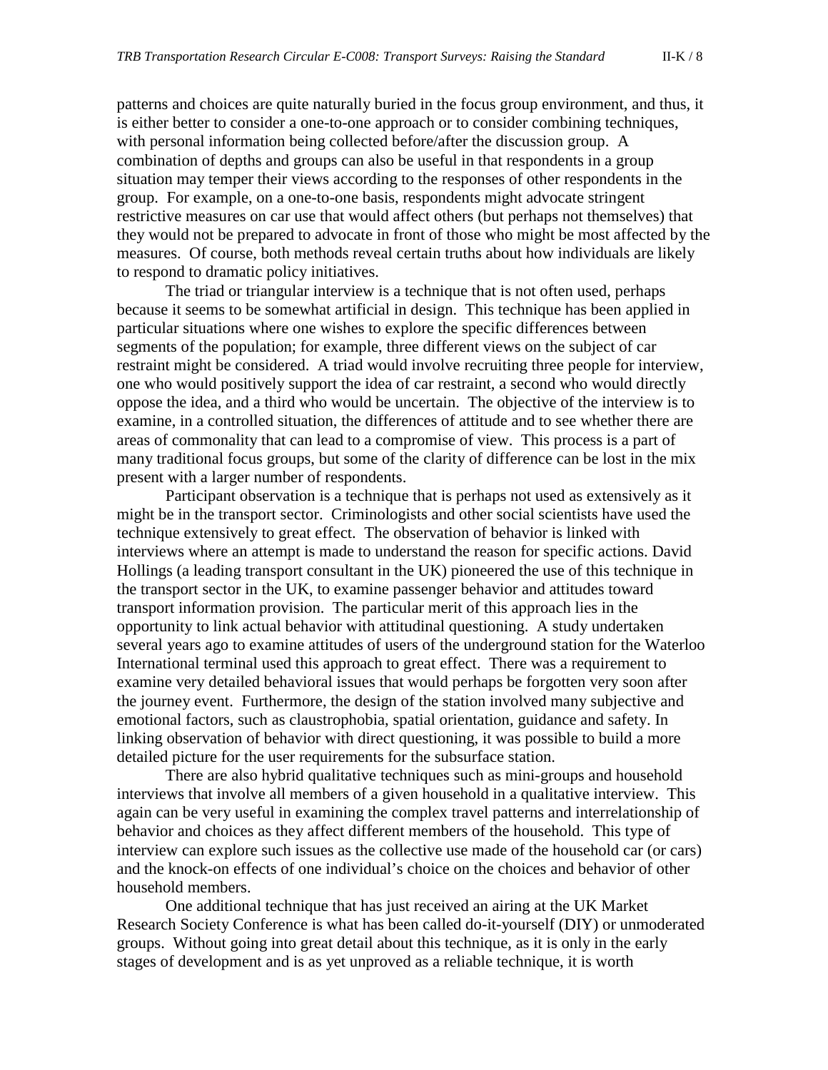patterns and choices are quite naturally buried in the focus group environment, and thus, it is either better to consider a one-to-one approach or to consider combining techniques, with personal information being collected before/after the discussion group. A combination of depths and groups can also be useful in that respondents in a group situation may temper their views according to the responses of other respondents in the group. For example, on a one-to-one basis, respondents might advocate stringent restrictive measures on car use that would affect others (but perhaps not themselves) that they would not be prepared to advocate in front of those who might be most affected by the measures. Of course, both methods reveal certain truths about how individuals are likely to respond to dramatic policy initiatives.

The triad or triangular interview is a technique that is not often used, perhaps because it seems to be somewhat artificial in design. This technique has been applied in particular situations where one wishes to explore the specific differences between segments of the population; for example, three different views on the subject of car restraint might be considered. A triad would involve recruiting three people for interview, one who would positively support the idea of car restraint, a second who would directly oppose the idea, and a third who would be uncertain. The objective of the interview is to examine, in a controlled situation, the differences of attitude and to see whether there are areas of commonality that can lead to a compromise of view. This process is a part of many traditional focus groups, but some of the clarity of difference can be lost in the mix present with a larger number of respondents.

Participant observation is a technique that is perhaps not used as extensively as it might be in the transport sector. Criminologists and other social scientists have used the technique extensively to great effect. The observation of behavior is linked with interviews where an attempt is made to understand the reason for specific actions. David Hollings (a leading transport consultant in the UK) pioneered the use of this technique in the transport sector in the UK, to examine passenger behavior and attitudes toward transport information provision. The particular merit of this approach lies in the opportunity to link actual behavior with attitudinal questioning. A study undertaken several years ago to examine attitudes of users of the underground station for the Waterloo International terminal used this approach to great effect. There was a requirement to examine very detailed behavioral issues that would perhaps be forgotten very soon after the journey event. Furthermore, the design of the station involved many subjective and emotional factors, such as claustrophobia, spatial orientation, guidance and safety. In linking observation of behavior with direct questioning, it was possible to build a more detailed picture for the user requirements for the subsurface station.

There are also hybrid qualitative techniques such as mini-groups and household interviews that involve all members of a given household in a qualitative interview. This again can be very useful in examining the complex travel patterns and interrelationship of behavior and choices as they affect different members of the household. This type of interview can explore such issues as the collective use made of the household car (or cars) and the knock-on effects of one individual's choice on the choices and behavior of other household members.

One additional technique that has just received an airing at the UK Market Research Society Conference is what has been called do-it-yourself (DIY) or unmoderated groups. Without going into great detail about this technique, as it is only in the early stages of development and is as yet unproved as a reliable technique, it is worth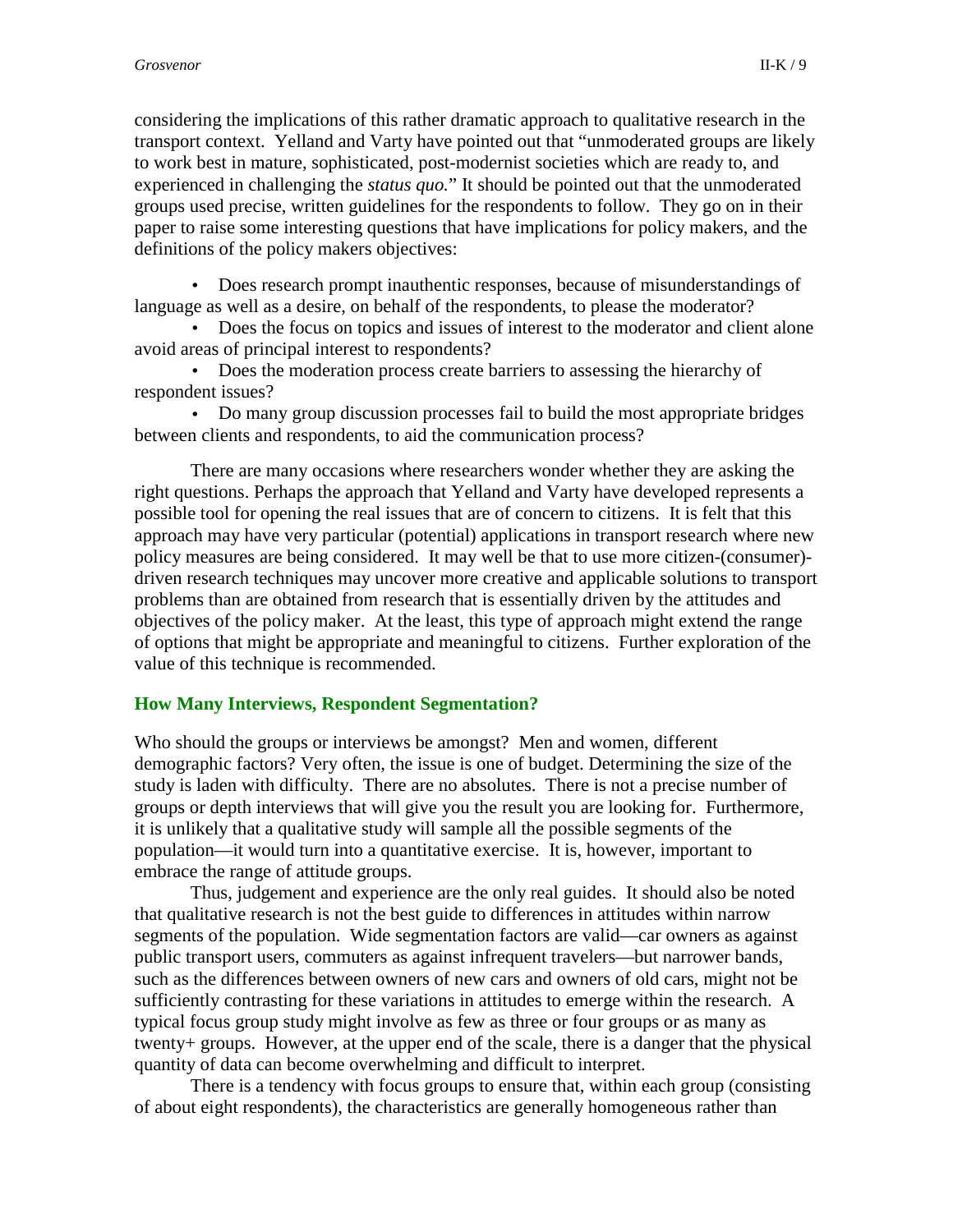considering the implications of this rather dramatic approach to qualitative research in the transport context. Yelland and Varty have pointed out that "unmoderated groups are likely to work best in mature, sophisticated, post-modernist societies which are ready to, and experienced in challenging the *status quo.*" It should be pointed out that the unmoderated groups used precise, written guidelines for the respondents to follow. They go on in their paper to raise some interesting questions that have implications for policy makers, and the definitions of the policy makers objectives:

- Does research prompt inauthentic responses, because of misunderstandings of language as well as a desire, on behalf of the respondents, to please the moderator?
- Does the focus on topics and issues of interest to the moderator and client alone avoid areas of principal interest to respondents?
- Does the moderation process create barriers to assessing the hierarchy of respondent issues?
- Do many group discussion processes fail to build the most appropriate bridges between clients and respondents, to aid the communication process?

There are many occasions where researchers wonder whether they are asking the right questions. Perhaps the approach that Yelland and Varty have developed represents a possible tool for opening the real issues that are of concern to citizens. It is felt that this approach may have very particular (potential) applications in transport research where new policy measures are being considered. It may well be that to use more citizen-(consumer)-driven research techniques may uncover more creative and applicable solutions to transport problems than are obtained from research that is essentially driven by the attitudes and objectives of the policy maker. At the least, this type of approach might extend the range of options that might be appropriate and meaningful to citizens. Further exploration of the value of this technique is recommended.

## How Many Interviews, Respondent Segmentation?

Who should the groups or interviews be amongst? Men and women, different demographic factors? Very often, the issue is one of budget. Determining the size of the study is laden with difficulty. There are no absolutes. There is not a precise number of groups or depth interviews that will give you the result you are looking for. Furthermore, it is unlikely that a qualitative study will sample all the possible segments of the population—it would turn into a quantitative exercise. It is, however, important to embrace the range of attitude groups.

Thus, judgement and experience are the only real guides. It should also be noted that qualitative research is not the best guide to differences in attitudes within narrow segments of the population. Wide segmentation factors are valid—car owners as against public transport users, commuters as against infrequent travelers—but narrower bands, such as the differences between owners of new cars and owners of old cars, might not be sufficiently contrasting for these variations in attitudes to emerge within the research. A typical focus group study might involve as few as three or four groups or as many as twenty+ groups. However, at the upper end of the scale, there is a danger that the physical quantity of data can become overwhelming and difficult to interpret.

There is a tendency with focus groups to ensure that, within each group (consisting of about eight respondents), the characteristics are generally homogeneous rather than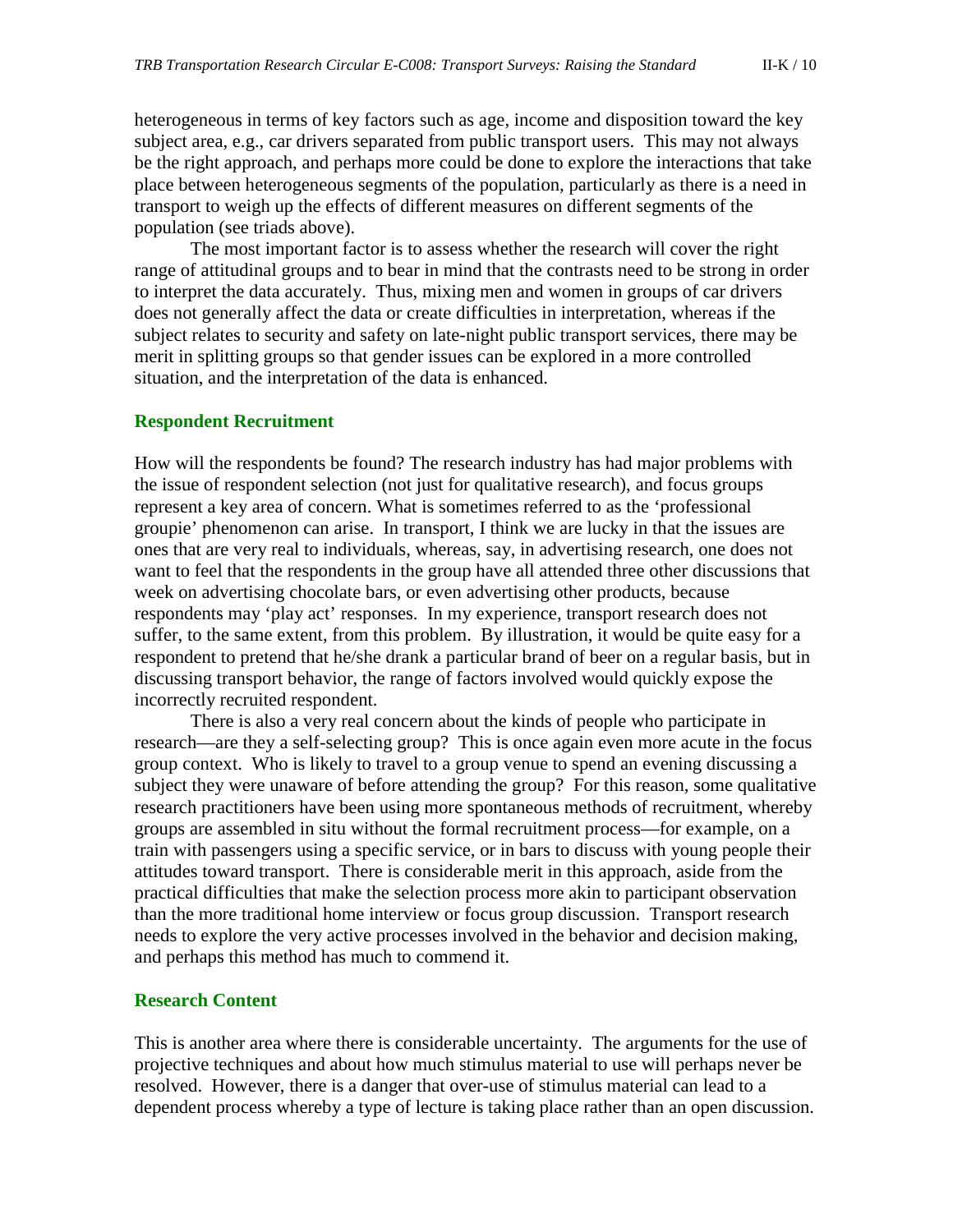heterogeneous in terms of key factors such as age, income and disposition toward the key subject area, e.g., car drivers separated from public transport users. This may not always be the right approach, and perhaps more could be done to explore the interactions that take place between heterogeneous segments of the population, particularly as there is a need in transport to weigh up the effects of different measures on different segments of the population (see triads above).

The most important factor is to assess whether the research will cover the right range of attitudinal groups and to bear in mind that the contrasts need to be strong in order to interpret the data accurately. Thus, mixing men and women in groups of car drivers does not generally affect the data or create difficulties in interpretation, whereas if the subject relates to security and safety on late-night public transport services, there may be merit in splitting groups so that gender issues can be explored in a more controlled situation, and the interpretation of the data is enhanced.

### Respondent Recruitment

How will the respondents be found? The research industry has had major problems with the issue of respondent selection (not just for qualitative research), and focus groups represent a key area of concern. What is sometimes referred to as the 'professional groupie' phenomenon can arise. In transport, I think we are lucky in that the issues are ones that are very real to individuals, whereas, say, in advertising research, one does not want to feel that the respondents in the group have all attended three other discussions that week on advertising chocolate bars, or even advertising other products, because respondents may 'play act' responses. In my experience, transport research does not suffer, to the same extent, from this problem. By illustration, it would be quite easy for a respondent to pretend that he/she drank a particular brand of beer on a regular basis, but in discussing transport behavior, the range of factors involved would quickly expose the incorrectly recruited respondent.

There is also a very real concern about the kinds of people who participate in research—are they a self-selecting group? This is once again even more acute in the focus group context. Who is likely to travel to a group venue to spend an evening discussing a subject they were unaware of before attending the group? For this reason, some qualitative research practitioners have been using more spontaneous methods of recruitment, whereby groups are assembled in situ without the formal recruitment process—for example, on a train with passengers using a specific service, or in bars to discuss with young people their attitudes toward transport. There is considerable merit in this approach, aside from the practical difficulties that make the selection process more akin to participant observation than the more traditional home interview or focus group discussion. Transport research needs to explore the very active processes involved in the behavior and decision making, and perhaps this method has much to commend it.

### Research Content

This is another area where there is considerable uncertainty. The arguments for the use of projective techniques and about how much stimulus material to use will perhaps never be resolved. However, there is a danger that over-use of stimulus material can lead to a dependent process whereby a type of lecture is taking place rather than an open discussion.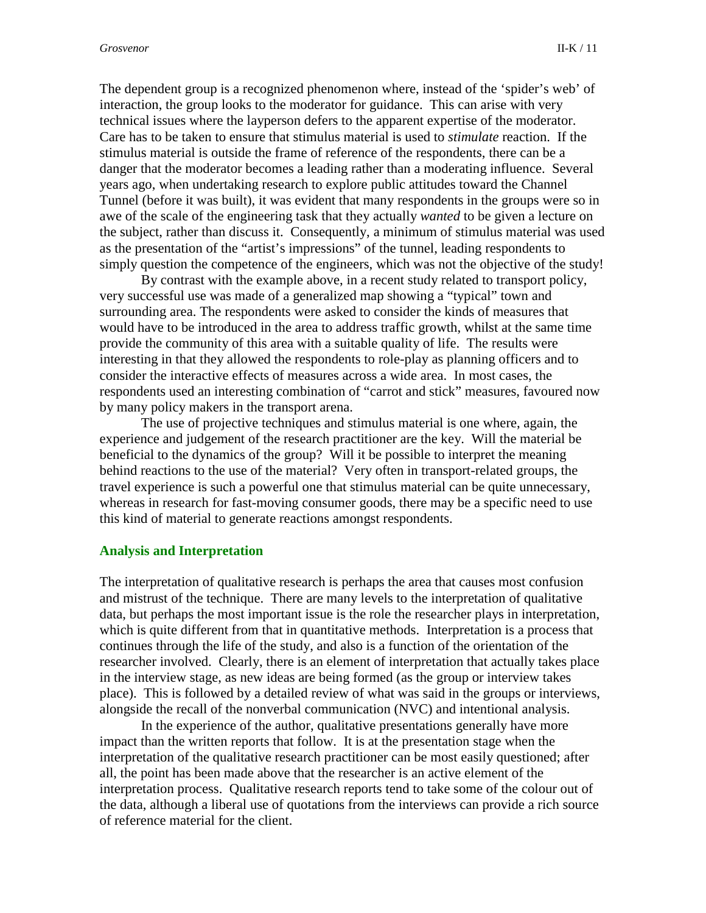The dependent group is a recognized phenomenon where, instead of the 'spider's web' of interaction, the group looks to the moderator for guidance. This can arise with very technical issues where the layperson defers to the apparent expertise of the moderator. Care has to be taken to ensure that stimulus material is used to *stimulate* reaction. If the stimulus material is outside the frame of reference of the respondents, there can be a danger that the moderator becomes a leading rather than a moderating influence. Several years ago, when undertaking research to explore public attitudes toward the Channel Tunnel (before it was built), it was evident that many respondents in the groups were so in awe of the scale of the engineering task that they actually *wanted* to be given a lecture on the subject, rather than discuss it. Consequently, a minimum of stimulus material was used as the presentation of the "artist's impressions" of the tunnel, leading respondents to simply question the competence of the engineers, which was not the objective of the study!

By contrast with the example above, in a recent study related to transport policy, very successful use was made of a generalized map showing a "typical" town and surrounding area. The respondents were asked to consider the kinds of measures that would have to be introduced in the area to address traffic growth, whilst at the same time provide the community of this area with a suitable quality of life. The results were interesting in that they allowed the respondents to role-play as planning officers and to consider the interactive effects of measures across a wide area. In most cases, the respondents used an interesting combination of "carrot and stick" measures, favoured now by many policy makers in the transport arena.

The use of projective techniques and stimulus material is one where, again, the experience and judgement of the research practitioner are the key. Will the material be beneficial to the dynamics of the group? Will it be possible to interpret the meaning behind reactions to the use of the material? Very often in transport-related groups, the travel experience is such a powerful one that stimulus material can be quite unnecessary, whereas in research for fast-moving consumer goods, there may be a specific need to use this kind of material to generate reactions amongst respondents.

### Analysis and Interpretation

The interpretation of qualitative research is perhaps the area that causes most confusion and mistrust of the technique. There are many levels to the interpretation of qualitative data, but perhaps the most important issue is the role the researcher plays in interpretation, which is quite different from that in quantitative methods. Interpretation is a process that continues through the life of the study, and also is a function of the orientation of the researcher involved. Clearly, there is an element of interpretation that actually takes place in the interview stage, as new ideas are being formed (as the group or interview takes place). This is followed by a detailed review of what was said in the groups or interviews, alongside the recall of the nonverbal communication (NVC) and intentional analysis.

In the experience of the author, qualitative presentations generally have more impact than the written reports that follow. It is at the presentation stage when the interpretation of the qualitative research practitioner can be most easily questioned; after all, the point has been made above that the researcher is an active element of the interpretation process. Qualitative research reports tend to take some of the colour out of the data, although a liberal use of quotations from the interviews can provide a rich source of reference material for the client.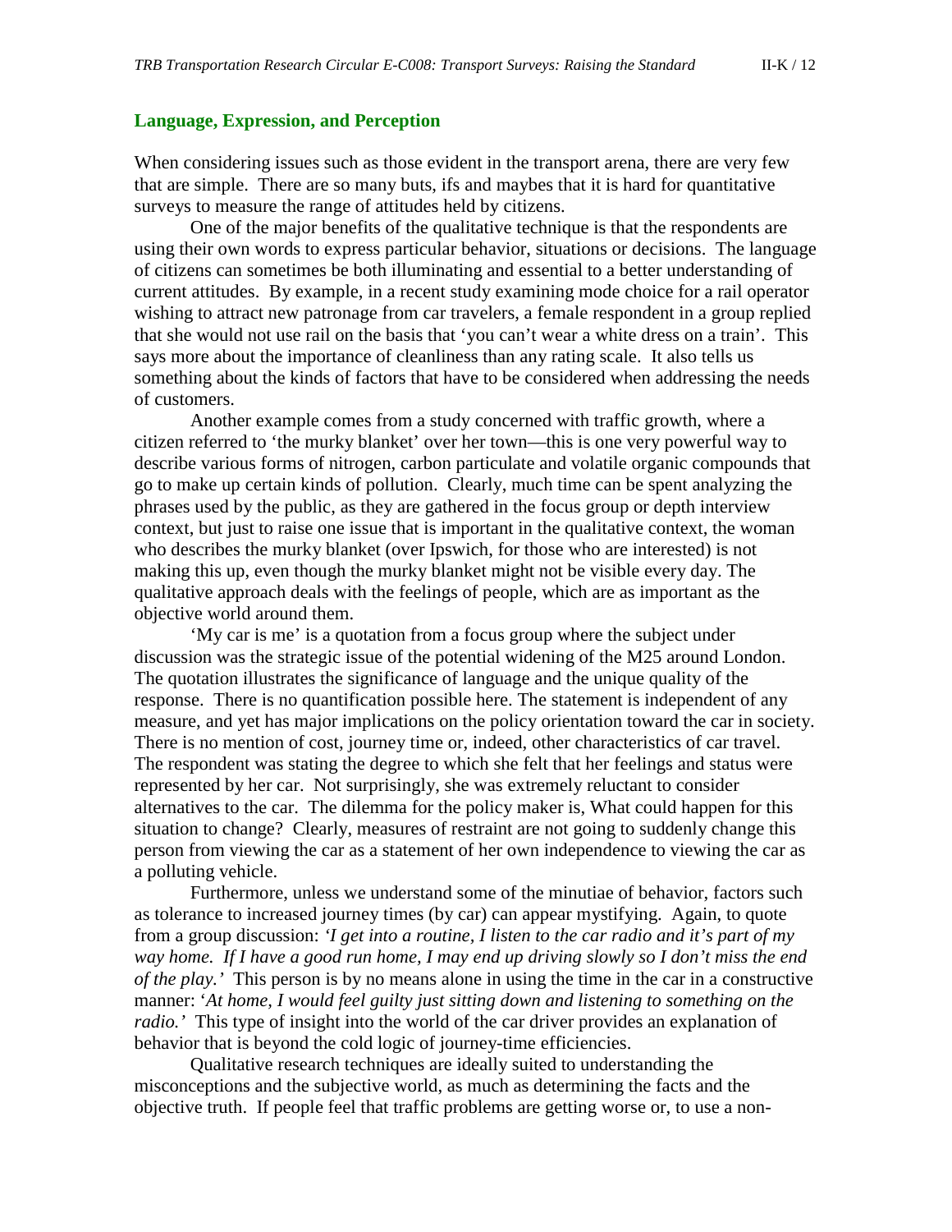## Language, Expression, and Perception

When considering issues such as those evident in the transport arena, there are very few that are simple. There are so many buts, ifs and maybes that it is hard for quantitative surveys to measure the range of attitudes held by citizens.

One of the major benefits of the qualitative technique is that the respondents are using their own words to express particular behavior, situations or decisions. The language of citizens can sometimes be both illuminating and essential to a better understanding of current attitudes. By example, in a recent study examining mode choice for a rail operator wishing to attract new patronage from car travelers, a female respondent in a group replied that she would not use rail on the basis that 'you can't wear a white dress on a train'. This says more about the importance of cleanliness than any rating scale. It also tells us something about the kinds of factors that have to be considered when addressing the needs of customers.

Another example comes from a study concerned with traffic growth, where a citizen referred to 'the murky blanket' over her town—this is one very powerful way to describe various forms of nitrogen, carbon particulate and volatile organic compounds that go to make up certain kinds of pollution. Clearly, much time can be spent analyzing the phrases used by the public, as they are gathered in the focus group or depth interview context, but just to raise one issue that is important in the qualitative context, the woman who describes the murky blanket (over Ipswich, for those who are interested) is not making this up, even though the murky blanket might not be visible every day. The qualitative approach deals with the feelings of people, which are as important as the objective world around them.

'My car is me' is a quotation from a focus group where the subject under discussion was the strategic issue of the potential widening of the M25 around London. The quotation illustrates the significance of language and the unique quality of the response. There is no quantification possible here. The statement is independent of any measure, and yet has major implications on the policy orientation toward the car in society. There is no mention of cost, journey time or, indeed, other characteristics of car travel. The respondent was stating the degree to which she felt that her feelings and status were represented by her car. Not surprisingly, she was extremely reluctant to consider alternatives to the car. The dilemma for the policy maker is, What could happen for this situation to change? Clearly, measures of restraint are not going to suddenly change this person from viewing the car as a statement of her own independence to viewing the car as a polluting vehicle.

Furthermore, unless we understand some of the minutiae of behavior, factors such as tolerance to increased journey times (by car) can appear mystifying. Again, to quote from a group discussion: *'I get into a routine, I listen to the car radio and it's part of my way home. If I have a good run home, I may end up driving slowly so I don't miss the end of the play.'* This person is by no means alone in using the time in the car in a constructive manner: '*At home, I would feel guilty just sitting down and listening to something on the radio.'* This type of insight into the world of the car driver provides an explanation of behavior that is beyond the cold logic of journey-time efficiencies.

Qualitative research techniques are ideally suited to understanding the misconceptions and the subjective world, as much as determining the facts and the objective truth. If people feel that traffic problems are getting worse or, to use a non-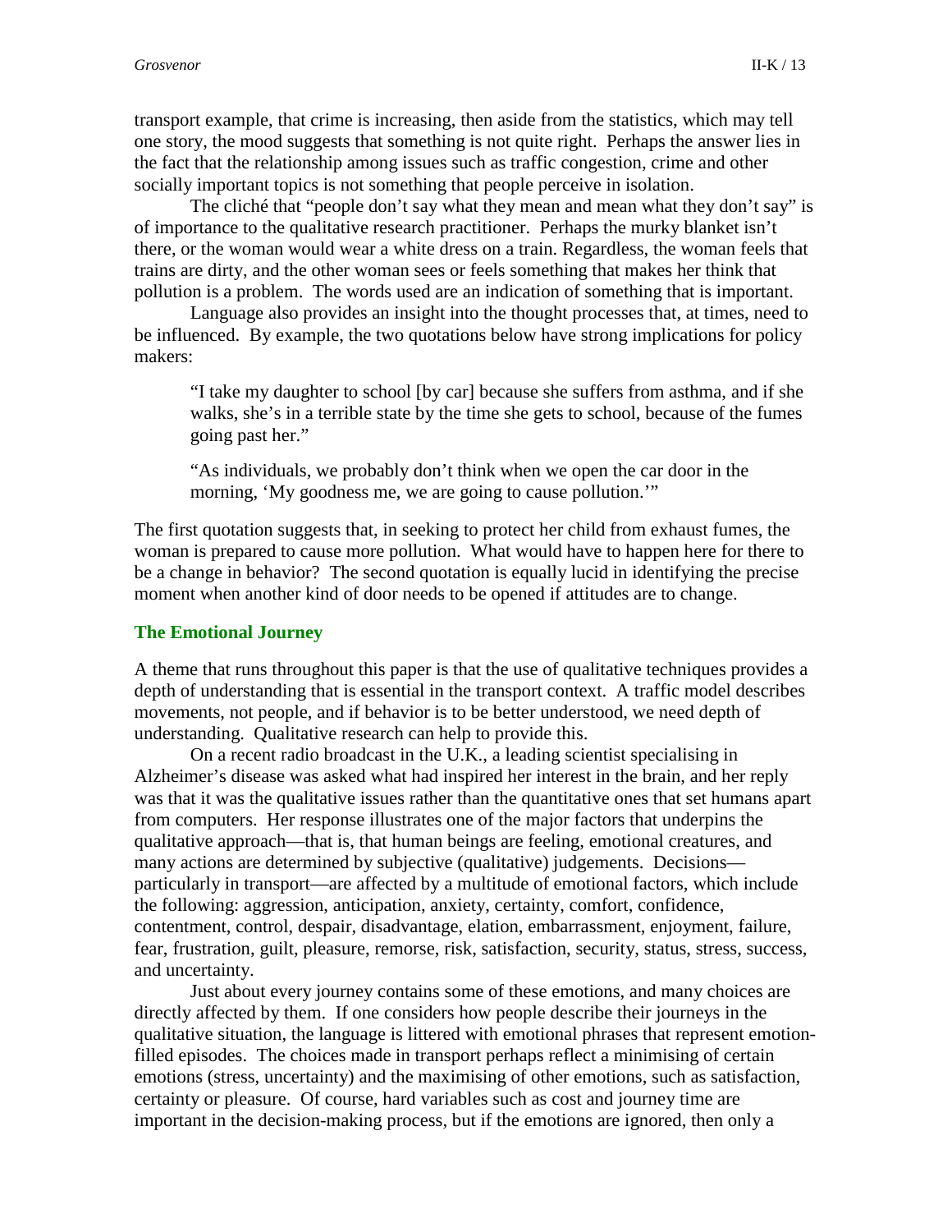transport example, that crime is increasing, then aside from the statistics, which may tell one story, the mood suggests that something is not quite right. Perhaps the answer lies in the fact that the relationship among issues such as traffic congestion, crime and other socially important topics is not something that people perceive in isolation.

The cliché that "people don't say what they mean and mean what they don't say" is of importance to the qualitative research practitioner. Perhaps the murky blanket isn't there, or the woman would wear a white dress on a train. Regardless, the woman feels that trains are dirty, and the other woman sees or feels something that makes her think that pollution is a problem. The words used are an indication of something that is important.

Language also provides an insight into the thought processes that, at times, need to be influenced. By example, the two quotations below have strong implications for policy makers:

> "I take my daughter to school [by car] because she suffers from asthma, and if she walks, she's in a terrible state by the time she gets to school, because of the fumes going past her."
>
> "As individuals, we probably don't think when we open the car door in the morning, 'My goodness me, we are going to cause pollution.'"

The first quotation suggests that, in seeking to protect her child from exhaust fumes, the woman is prepared to cause more pollution. What would have to happen here for there to be a change in behavior? The second quotation is equally lucid in identifying the precise moment when another kind of door needs to be opened if attitudes are to change.

## The Emotional Journey

A theme that runs throughout this paper is that the use of qualitative techniques provides a depth of understanding that is essential in the transport context. A traffic model describes movements, not people, and if behavior is to be better understood, we need depth of understanding. Qualitative research can help to provide this.

On a recent radio broadcast in the U.K., a leading scientist specialising in Alzheimer's disease was asked what had inspired her interest in the brain, and her reply was that it was the qualitative issues rather than the quantitative ones that set humans apart from computers. Her response illustrates one of the major factors that underpins the qualitative approach—that is, that human beings are feeling, emotional creatures, and many actions are determined by subjective (qualitative) judgements. Decisions—particularly in transport—are affected by a multitude of emotional factors, which include the following: aggression, anticipation, anxiety, certainty, comfort, confidence, contentment, control, despair, disadvantage, elation, embarrassment, enjoyment, failure, fear, frustration, guilt, pleasure, remorse, risk, satisfaction, security, status, stress, success, and uncertainty.

Just about every journey contains some of these emotions, and many choices are directly affected by them. If one considers how people describe their journeys in the qualitative situation, the language is littered with emotional phrases that represent emotion-filled episodes. The choices made in transport perhaps reflect a minimising of certain emotions (stress, uncertainty) and the maximising of other emotions, such as satisfaction, certainty or pleasure. Of course, hard variables such as cost and journey time are important in the decision-making process, but if the emotions are ignored, then only a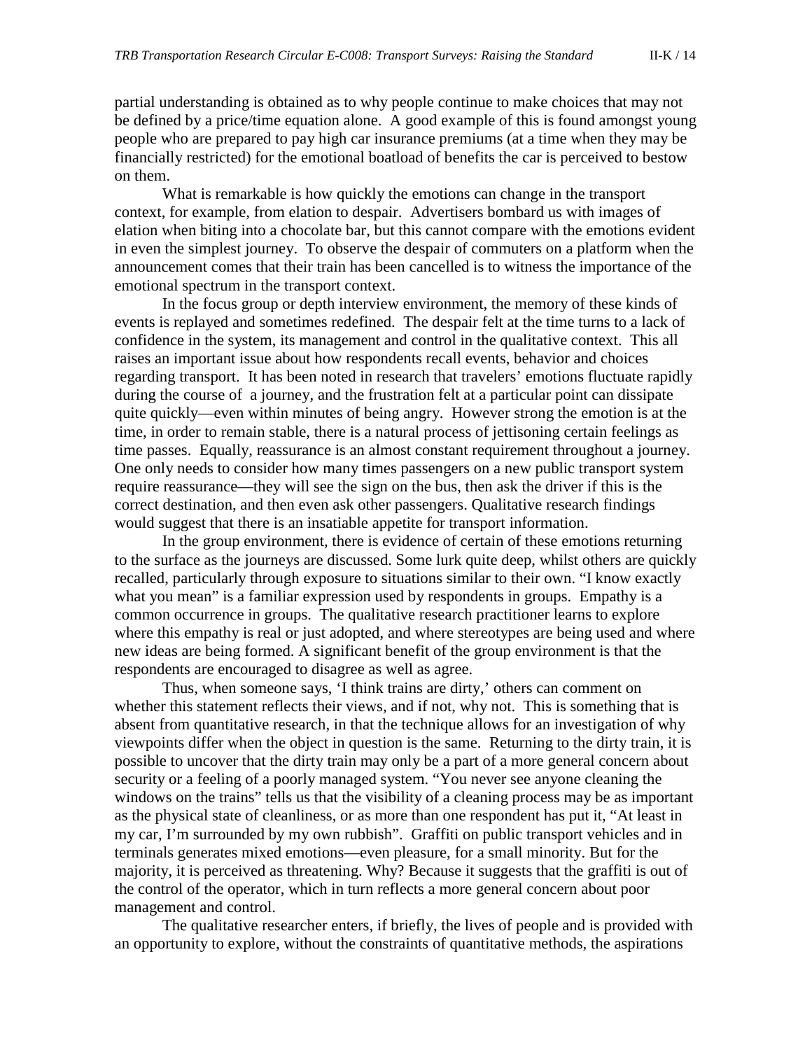partial understanding is obtained as to why people continue to make choices that may not be defined by a price/time equation alone. A good example of this is found amongst young people who are prepared to pay high car insurance premiums (at a time when they may be financially restricted) for the emotional boatload of benefits the car is perceived to bestow on them.

What is remarkable is how quickly the emotions can change in the transport context, for example, from elation to despair. Advertisers bombard us with images of elation when biting into a chocolate bar, but this cannot compare with the emotions evident in even the simplest journey. To observe the despair of commuters on a platform when the announcement comes that their train has been cancelled is to witness the importance of the emotional spectrum in the transport context.

In the focus group or depth interview environment, the memory of these kinds of events is replayed and sometimes redefined. The despair felt at the time turns to a lack of confidence in the system, its management and control in the qualitative context. This all raises an important issue about how respondents recall events, behavior and choices regarding transport. It has been noted in research that travelers' emotions fluctuate rapidly during the course of a journey, and the frustration felt at a particular point can dissipate quite quickly—even within minutes of being angry. However strong the emotion is at the time, in order to remain stable, there is a natural process of jettisoning certain feelings as time passes. Equally, reassurance is an almost constant requirement throughout a journey. One only needs to consider how many times passengers on a new public transport system require reassurance—they will see the sign on the bus, then ask the driver if this is the correct destination, and then even ask other passengers. Qualitative research findings would suggest that there is an insatiable appetite for transport information.

In the group environment, there is evidence of certain of these emotions returning to the surface as the journeys are discussed. Some lurk quite deep, whilst others are quickly recalled, particularly through exposure to situations similar to their own. "I know exactly what you mean" is a familiar expression used by respondents in groups. Empathy is a common occurrence in groups. The qualitative research practitioner learns to explore where this empathy is real or just adopted, and where stereotypes are being used and where new ideas are being formed. A significant benefit of the group environment is that the respondents are encouraged to disagree as well as agree.

Thus, when someone says, 'I think trains are dirty,' others can comment on whether this statement reflects their views, and if not, why not. This is something that is absent from quantitative research, in that the technique allows for an investigation of why viewpoints differ when the object in question is the same. Returning to the dirty train, it is possible to uncover that the dirty train may only be a part of a more general concern about security or a feeling of a poorly managed system. "You never see anyone cleaning the windows on the trains" tells us that the visibility of a cleaning process may be as important as the physical state of cleanliness, or as more than one respondent has put it, "At least in my car, I'm surrounded by my own rubbish". Graffiti on public transport vehicles and in terminals generates mixed emotions—even pleasure, for a small minority. But for the majority, it is perceived as threatening. Why? Because it suggests that the graffiti is out of the control of the operator, which in turn reflects a more general concern about poor management and control.

The qualitative researcher enters, if briefly, the lives of people and is provided with an opportunity to explore, without the constraints of quantitative methods, the aspirations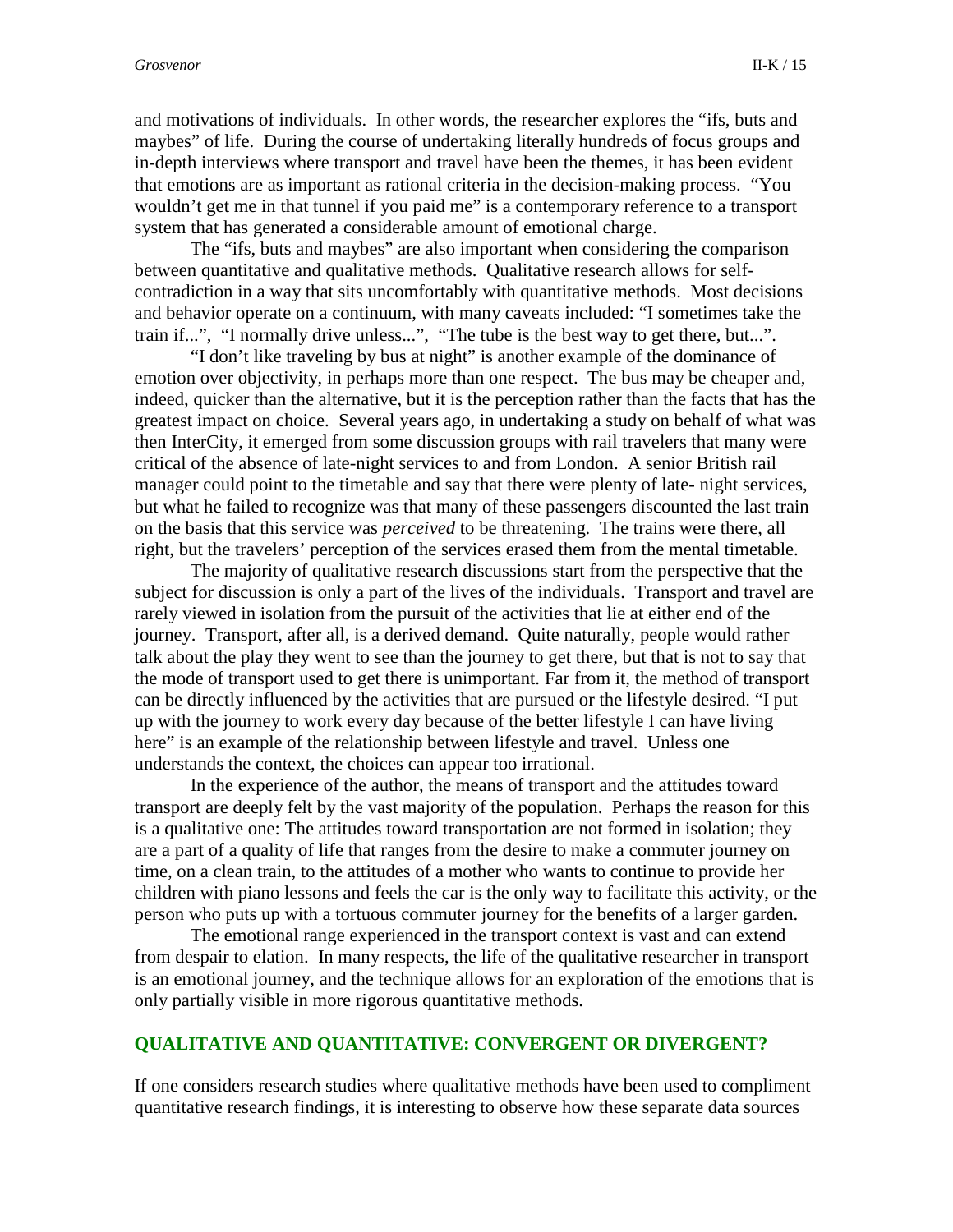and motivations of individuals. In other words, the researcher explores the "ifs, buts and maybes" of life. During the course of undertaking literally hundreds of focus groups and in-depth interviews where transport and travel have been the themes, it has been evident that emotions are as important as rational criteria in the decision-making process. "You wouldn't get me in that tunnel if you paid me" is a contemporary reference to a transport system that has generated a considerable amount of emotional charge.

The "ifs, buts and maybes" are also important when considering the comparison between quantitative and qualitative methods. Qualitative research allows for self-contradiction in a way that sits uncomfortably with quantitative methods. Most decisions and behavior operate on a continuum, with many caveats included: "I sometimes take the train if...", "I normally drive unless...", "The tube is the best way to get there, but...".

"I don't like traveling by bus at night" is another example of the dominance of emotion over objectivity, in perhaps more than one respect. The bus may be cheaper and, indeed, quicker than the alternative, but it is the perception rather than the facts that has the greatest impact on choice. Several years ago, in undertaking a study on behalf of what was then InterCity, it emerged from some discussion groups with rail travelers that many were critical of the absence of late-night services to and from London. A senior British rail manager could point to the timetable and say that there were plenty of late- night services, but what he failed to recognize was that many of these passengers discounted the last train on the basis that this service was *perceived* to be threatening. The trains were there, all right, but the travelers' perception of the services erased them from the mental timetable.

The majority of qualitative research discussions start from the perspective that the subject for discussion is only a part of the lives of the individuals. Transport and travel are rarely viewed in isolation from the pursuit of the activities that lie at either end of the journey. Transport, after all, is a derived demand. Quite naturally, people would rather talk about the play they went to see than the journey to get there, but that is not to say that the mode of transport used to get there is unimportant. Far from it, the method of transport can be directly influenced by the activities that are pursued or the lifestyle desired. "I put up with the journey to work every day because of the better lifestyle I can have living here" is an example of the relationship between lifestyle and travel. Unless one understands the context, the choices can appear too irrational.

In the experience of the author, the means of transport and the attitudes toward transport are deeply felt by the vast majority of the population. Perhaps the reason for this is a qualitative one: The attitudes toward transportation are not formed in isolation; they are a part of a quality of life that ranges from the desire to make a commuter journey on time, on a clean train, to the attitudes of a mother who wants to continue to provide her children with piano lessons and feels the car is the only way to facilitate this activity, or the person who puts up with a tortuous commuter journey for the benefits of a larger garden.

The emotional range experienced in the transport context is vast and can extend from despair to elation. In many respects, the life of the qualitative researcher in transport is an emotional journey, and the technique allows for an exploration of the emotions that is only partially visible in more rigorous quantitative methods.

## QUALITATIVE AND QUANTITATIVE: CONVERGENT OR DIVERGENT?

If one considers research studies where qualitative methods have been used to compliment quantitative research findings, it is interesting to observe how these separate data sources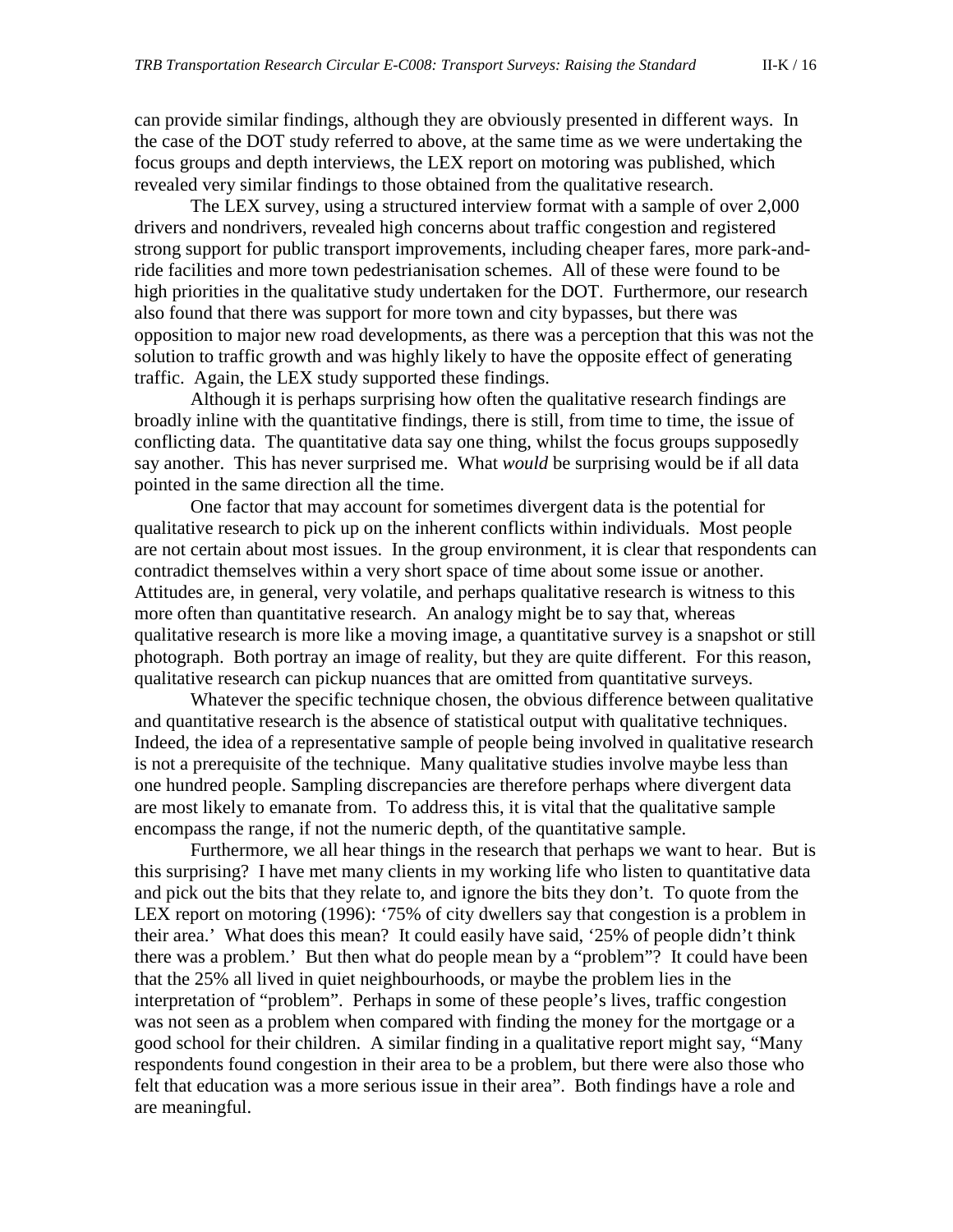can provide similar findings, although they are obviously presented in different ways. In the case of the DOT study referred to above, at the same time as we were undertaking the focus groups and depth interviews, the LEX report on motoring was published, which revealed very similar findings to those obtained from the qualitative research.

The LEX survey, using a structured interview format with a sample of over 2,000 drivers and nondrivers, revealed high concerns about traffic congestion and registered strong support for public transport improvements, including cheaper fares, more park-and-ride facilities and more town pedestrianisation schemes. All of these were found to be high priorities in the qualitative study undertaken for the DOT. Furthermore, our research also found that there was support for more town and city bypasses, but there was opposition to major new road developments, as there was a perception that this was not the solution to traffic growth and was highly likely to have the opposite effect of generating traffic. Again, the LEX study supported these findings.

Although it is perhaps surprising how often the qualitative research findings are broadly inline with the quantitative findings, there is still, from time to time, the issue of conflicting data. The quantitative data say one thing, whilst the focus groups supposedly say another. This has never surprised me. What *would* be surprising would be if all data pointed in the same direction all the time.

One factor that may account for sometimes divergent data is the potential for qualitative research to pick up on the inherent conflicts within individuals. Most people are not certain about most issues. In the group environment, it is clear that respondents can contradict themselves within a very short space of time about some issue or another. Attitudes are, in general, very volatile, and perhaps qualitative research is witness to this more often than quantitative research. An analogy might be to say that, whereas qualitative research is more like a moving image, a quantitative survey is a snapshot or still photograph. Both portray an image of reality, but they are quite different. For this reason, qualitative research can pickup nuances that are omitted from quantitative surveys.

Whatever the specific technique chosen, the obvious difference between qualitative and quantitative research is the absence of statistical output with qualitative techniques. Indeed, the idea of a representative sample of people being involved in qualitative research is not a prerequisite of the technique. Many qualitative studies involve maybe less than one hundred people. Sampling discrepancies are therefore perhaps where divergent data are most likely to emanate from. To address this, it is vital that the qualitative sample encompass the range, if not the numeric depth, of the quantitative sample.

Furthermore, we all hear things in the research that perhaps we want to hear. But is this surprising? I have met many clients in my working life who listen to quantitative data and pick out the bits that they relate to, and ignore the bits they don't. To quote from the LEX report on motoring (1996): '75% of city dwellers say that congestion is a problem in their area.' What does this mean? It could easily have said, '25% of people didn't think there was a problem.' But then what do people mean by a "problem"? It could have been that the 25% all lived in quiet neighbourhoods, or maybe the problem lies in the interpretation of "problem". Perhaps in some of these people's lives, traffic congestion was not seen as a problem when compared with finding the money for the mortgage or a good school for their children. A similar finding in a qualitative report might say, "Many respondents found congestion in their area to be a problem, but there were also those who felt that education was a more serious issue in their area". Both findings have a role and are meaningful.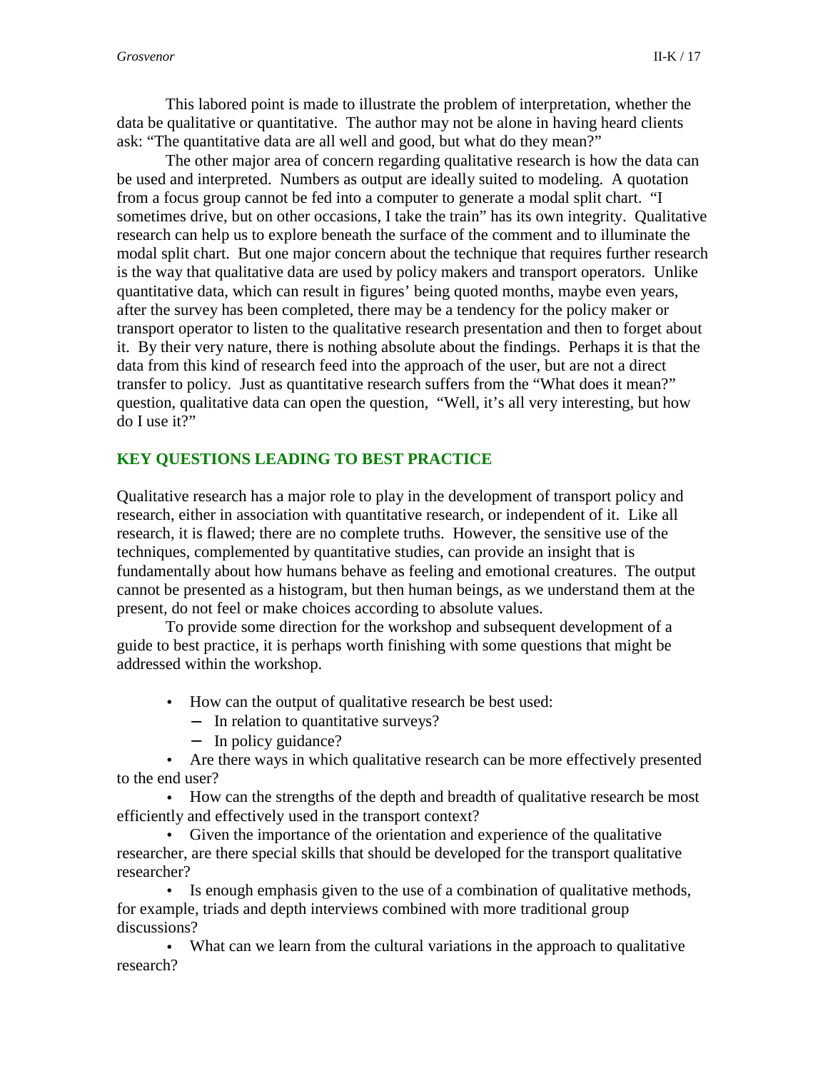This labored point is made to illustrate the problem of interpretation, whether the data be qualitative or quantitative. The author may not be alone in having heard clients ask: "The quantitative data are all well and good, but what do they mean?"

The other major area of concern regarding qualitative research is how the data can be used and interpreted. Numbers as output are ideally suited to modeling. A quotation from a focus group cannot be fed into a computer to generate a modal split chart. "I sometimes drive, but on other occasions, I take the train" has its own integrity. Qualitative research can help us to explore beneath the surface of the comment and to illuminate the modal split chart. But one major concern about the technique that requires further research is the way that qualitative data are used by policy makers and transport operators. Unlike quantitative data, which can result in figures' being quoted months, maybe even years, after the survey has been completed, there may be a tendency for the policy maker or transport operator to listen to the qualitative research presentation and then to forget about it. By their very nature, there is nothing absolute about the findings. Perhaps it is that the data from this kind of research feed into the approach of the user, but are not a direct transfer to policy. Just as quantitative research suffers from the "What does it mean?" question, qualitative data can open the question, "Well, it's all very interesting, but how do I use it?"

## KEY QUESTIONS LEADING TO BEST PRACTICE

Qualitative research has a major role to play in the development of transport policy and research, either in association with quantitative research, or independent of it. Like all research, it is flawed; there are no complete truths. However, the sensitive use of the techniques, complemented by quantitative studies, can provide an insight that is fundamentally about how humans behave as feeling and emotional creatures. The output cannot be presented as a histogram, but then human beings, as we understand them at the present, do not feel or make choices according to absolute values.

To provide some direction for the workshop and subsequent development of a guide to best practice, it is perhaps worth finishing with some questions that might be addressed within the workshop.

- How can the output of qualitative research be best used:
  - In relation to quantitative surveys?
  - In policy guidance?
- Are there ways in which qualitative research can be more effectively presented to the end user?
- How can the strengths of the depth and breadth of qualitative research be most efficiently and effectively used in the transport context?
- Given the importance of the orientation and experience of the qualitative researcher, are there special skills that should be developed for the transport qualitative researcher?
- Is enough emphasis given to the use of a combination of qualitative methods, for example, triads and depth interviews combined with more traditional group discussions?
- What can we learn from the cultural variations in the approach to qualitative research?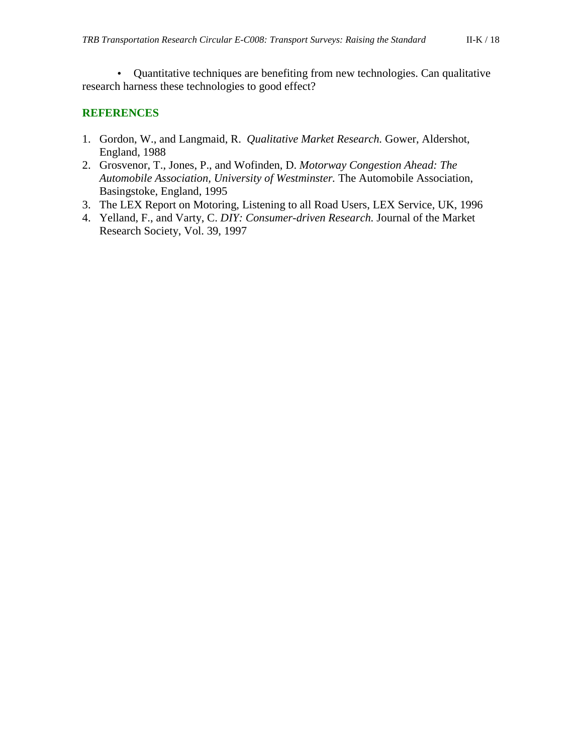- Quantitative techniques are benefiting from new technologies. Can qualitative research harness these technologies to good effect?

## REFERENCES

1. Gordon, W., and Langmaid, R. *Qualitative Market Research.* Gower, Aldershot, England, 1988
2. Grosvenor, T., Jones, P., and Wofinden, D. *Motorway Congestion Ahead: The Automobile Association, University of Westminster.* The Automobile Association, Basingstoke, England, 1995
3. The LEX Report on Motoring, Listening to all Road Users, LEX Service, UK, 1996
4. Yelland, F., and Varty, C. *DIY: Consumer-driven Research.* Journal of the Market Research Society, Vol. 39, 1997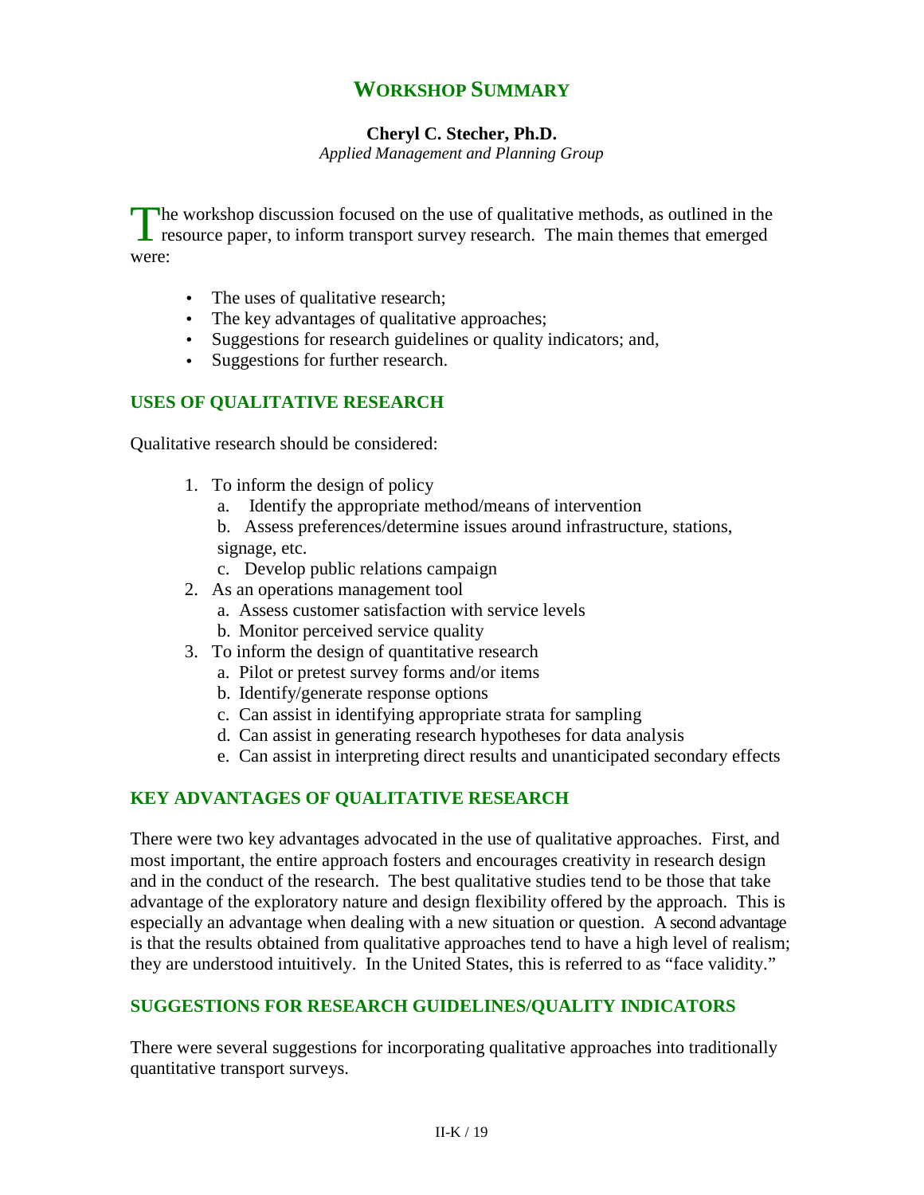# WORKSHOP SUMMARY

**Cheryl C. Stecher, Ph.D.**
*Applied Management and Planning Group*

The workshop discussion focused on the use of qualitative methods, as outlined in the resource paper, to inform transport survey research. The main themes that emerged were:

- The uses of qualitative research;
- The key advantages of qualitative approaches;
- Suggestions for research guidelines or quality indicators; and,
- Suggestions for further research.

## USES OF QUALITATIVE RESEARCH

Qualitative research should be considered:

1. To inform the design of policy
   a. Identify the appropriate method/means of intervention
   b. Assess preferences/determine issues around infrastructure, stations, signage, etc.
   c. Develop public relations campaign
2. As an operations management tool
   a. Assess customer satisfaction with service levels
   b. Monitor perceived service quality
3. To inform the design of quantitative research
   a. Pilot or pretest survey forms and/or items
   b. Identify/generate response options
   c. Can assist in identifying appropriate strata for sampling
   d. Can assist in generating research hypotheses for data analysis
   e. Can assist in interpreting direct results and unanticipated secondary effects

## KEY ADVANTAGES OF QUALITATIVE RESEARCH

There were two key advantages advocated in the use of qualitative approaches. First, and most important, the entire approach fosters and encourages creativity in research design and in the conduct of the research. The best qualitative studies tend to be those that take advantage of the exploratory nature and design flexibility offered by the approach. This is especially an advantage when dealing with a new situation or question. A second advantage is that the results obtained from qualitative approaches tend to have a high level of realism; they are understood intuitively. In the United States, this is referred to as "face validity."

## SUGGESTIONS FOR RESEARCH GUIDELINES/QUALITY INDICATORS

There were several suggestions for incorporating qualitative approaches into traditionally quantitative transport surveys.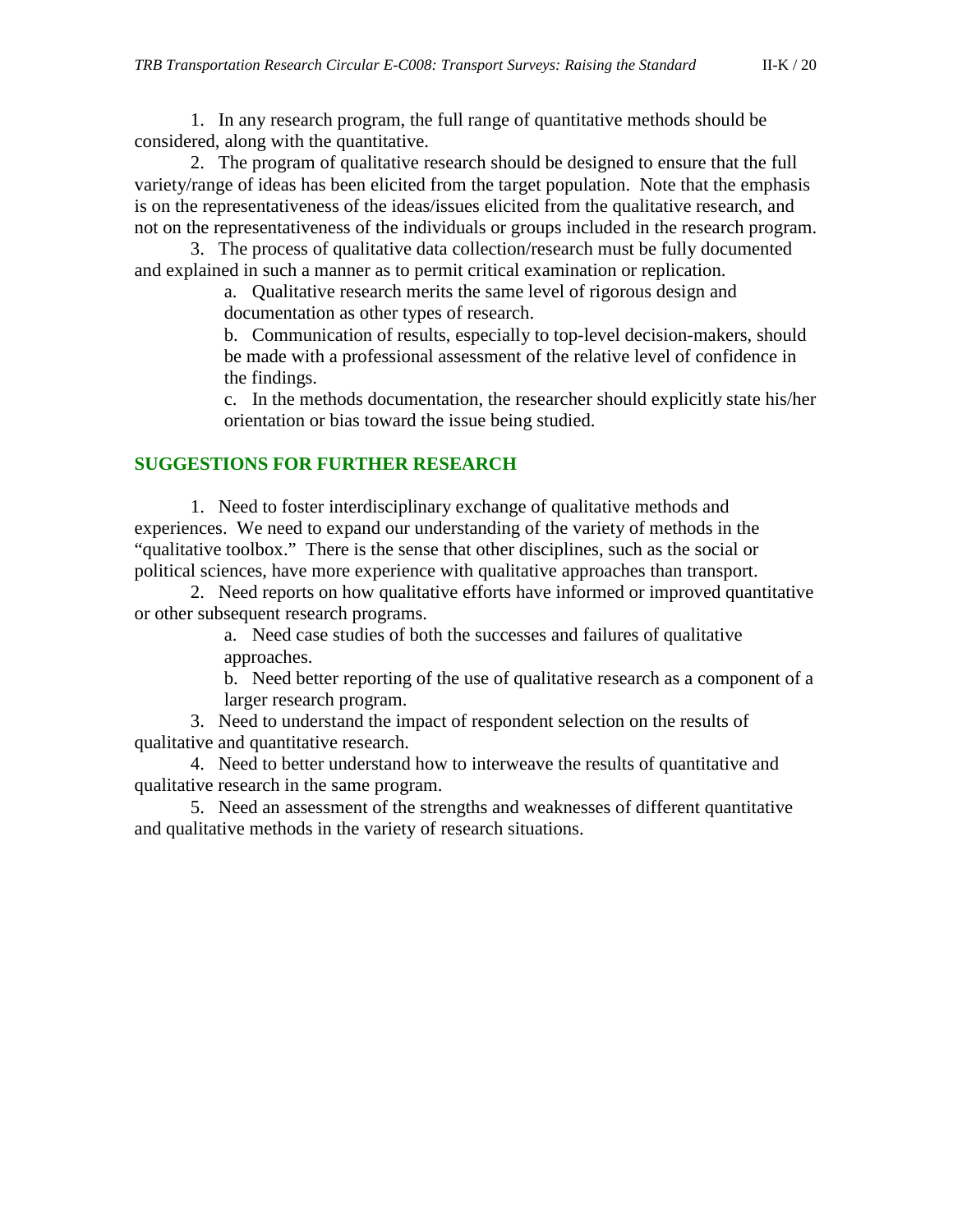1. In any research program, the full range of quantitative methods should be considered, along with the quantitative.

2. The program of qualitative research should be designed to ensure that the full variety/range of ideas has been elicited from the target population. Note that the emphasis is on the representativeness of the ideas/issues elicited from the qualitative research, and not on the representativeness of the individuals or groups included in the research program.

3. The process of qualitative data collection/research must be fully documented and explained in such a manner as to permit critical examination or replication.

   a. Qualitative research merits the same level of rigorous design and documentation as other types of research.

   b. Communication of results, especially to top-level decision-makers, should be made with a professional assessment of the relative level of confidence in the findings.

   c. In the methods documentation, the researcher should explicitly state his/her orientation or bias toward the issue being studied.

## SUGGESTIONS FOR FURTHER RESEARCH

1. Need to foster interdisciplinary exchange of qualitative methods and experiences. We need to expand our understanding of the variety of methods in the "qualitative toolbox." There is the sense that other disciplines, such as the social or political sciences, have more experience with qualitative approaches than transport.

2. Need reports on how qualitative efforts have informed or improved quantitative or other subsequent research programs.

   a. Need case studies of both the successes and failures of qualitative approaches.

   b. Need better reporting of the use of qualitative research as a component of a larger research program.

3. Need to understand the impact of respondent selection on the results of qualitative and quantitative research.

4. Need to better understand how to interweave the results of quantitative and qualitative research in the same program.

5. Need an assessment of the strengths and weaknesses of different quantitative and qualitative methods in the variety of research situations.